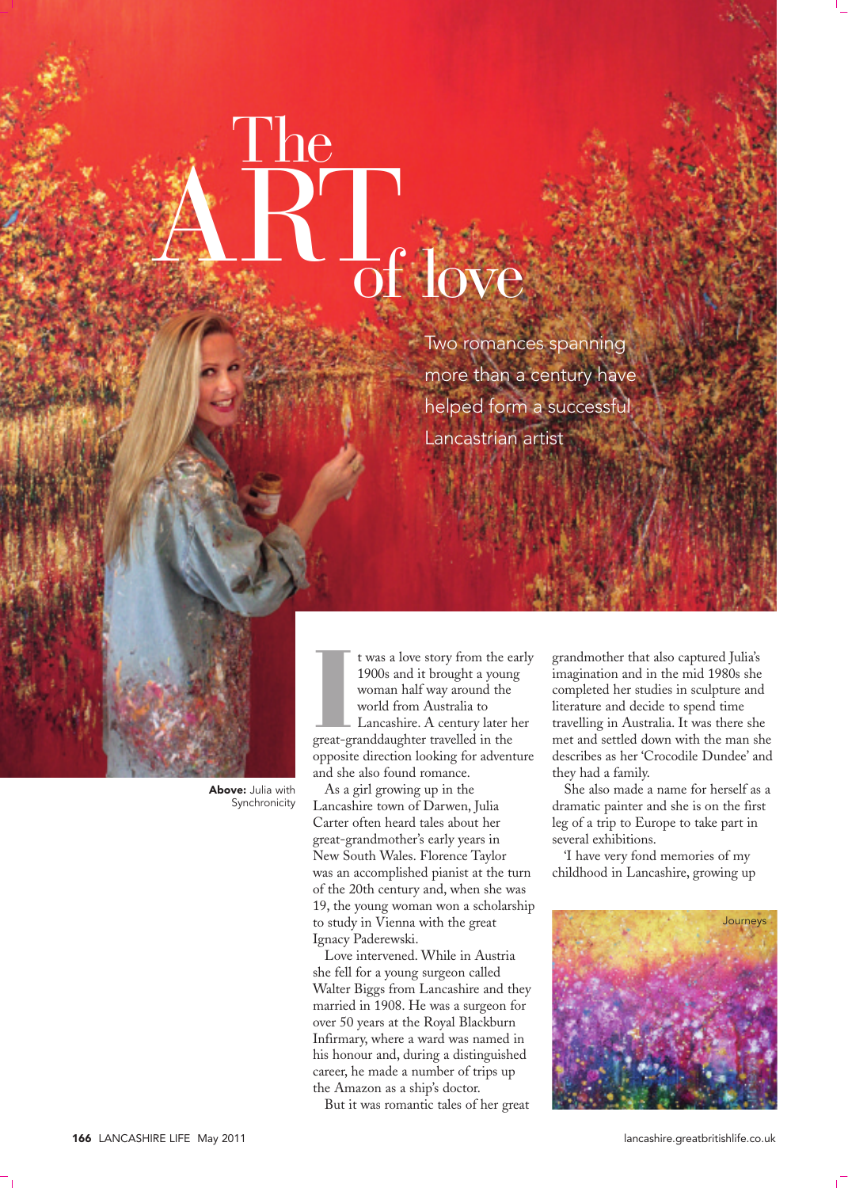# The ART of love

Two romances spanning more than a century have helped form a successful Lancastrian artist

**Above:** Julia with Synchronicity

It was a love story from the early 1900s and it brought a young woman half way around the world from Australia to Lancashire. A century later her great-granddaughter travelled in the opposite direction looking for adventure and she also found romance.

As a girl growing up in the Lancashire town of Darwen, Julia Carter often heard tales about her great-grandmother's early years in New South Wales. Florence Taylor was an accomplished pianist at the turn of the 20th century and, when she was 19, the young woman won a scholarship to study in Vienna with the great Ignacy Paderewski.

Love intervened. While in Austria she fell for a young surgeon called Walter Biggs from Lancashire and they married in 1908. He was a surgeon for over 50 years at the Royal Blackburn Infirmary, where a ward was named in his honour and, during a distinguished career, he made a number of trips up the Amazon as a ship's doctor.

But it was romantic tales of her great grandmother that also captured Julia's imagination and in the mid 1980s she completed her studies in sculpture and literature and decide to spend time travelling in Australia. It was there she met and settled down with the man she describes as her 'Crocodile Dundee' and they had a family.

She also made a name for herself as a dramatic painter and she is on the first leg of a trip to Europe to take part in several exhibitions.

'I have very fond memories of my childhood in Lancashire, growing up

Journeys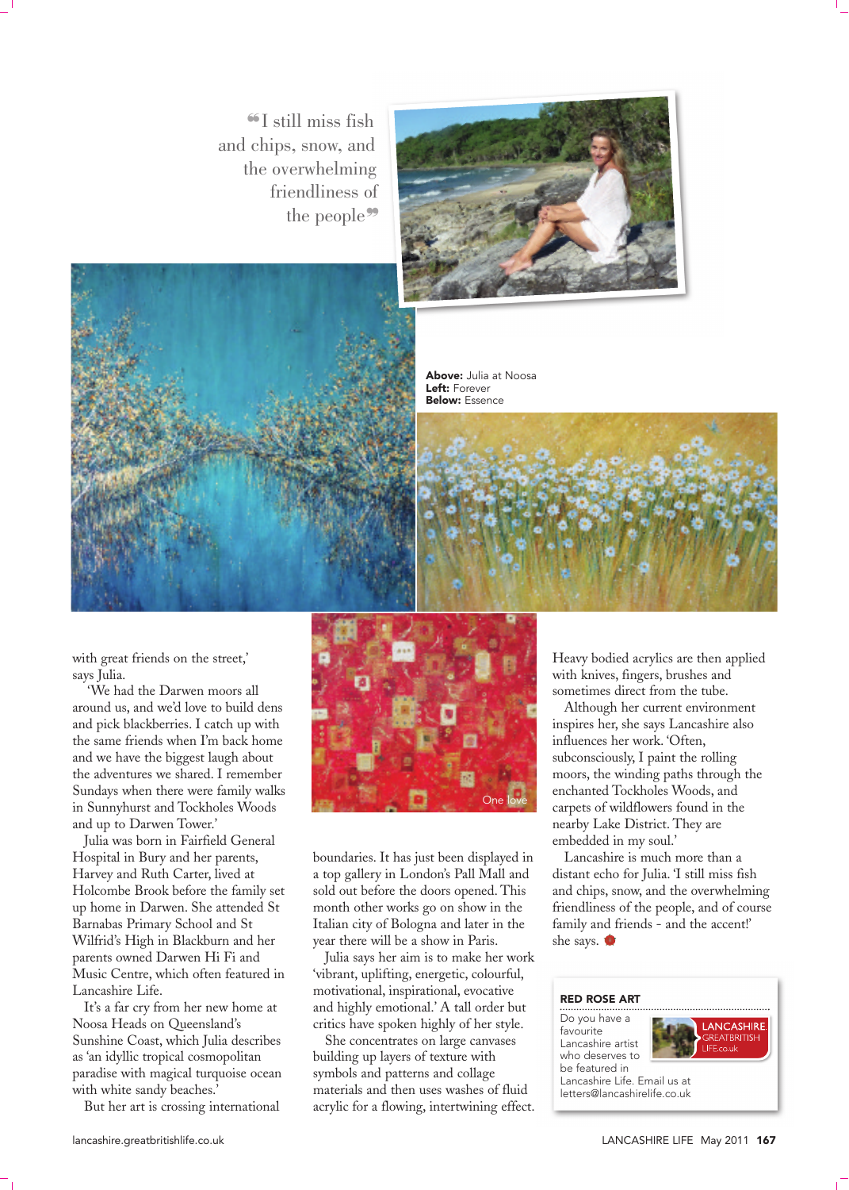"I still miss fish and chips, snow, and the overwhelming friendliness of the people"

**Above:** Julia at Noosa
**Left:** Forever
**Below:** Essence

with great friends on the street,' says Julia.

'We had the Darwen moors all around us, and we'd love to build dens and pick blackberries. I catch up with the same friends when I'm back home and we have the biggest laugh about the adventures we shared. I remember Sundays when there were family walks in Sunnyhurst and Tockholes Woods and up to Darwen Tower.'

Julia was born in Fairfield General Hospital in Bury and her parents, Harvey and Ruth Carter, lived at Holcombe Brook before the family set up home in Darwen. She attended St Barnabas Primary School and St Wilfrid's High in Blackburn and her parents owned Darwen Hi Fi and Music Centre, which often featured in Lancashire Life.

It's a far cry from her new home at Noosa Heads on Queensland's Sunshine Coast, which Julia describes as 'an idyllic tropical cosmopolitan paradise with magical turquoise ocean with white sandy beaches.'

But her art is crossing international boundaries. It has just been displayed in a top gallery in London's Pall Mall and sold out before the doors opened. This month other works go on show in the Italian city of Bologna and later in the year there will be a show in Paris.

One love

Julia says her aim is to make her work 'vibrant, uplifting, energetic, colourful, motivational, inspirational, evocative and highly emotional.' A tall order but critics have spoken highly of her style.

She concentrates on large canvases building up layers of texture with symbols and patterns and collage materials and then uses washes of fluid acrylic for a flowing, intertwining effect. Heavy bodied acrylics are then applied with knives, fingers, brushes and sometimes direct from the tube.

Although her current environment inspires her, she says Lancashire also influences her work. 'Often, subconsciously, I paint the rolling moors, the winding paths through the enchanted Tockholes Woods, and carpets of wildflowers found in the nearby Lake District. They are embedded in my soul.'

Lancashire is much more than a distant echo for Julia. 'I still miss fish and chips, snow, and the overwhelming friendliness of the people, and of course family and friends - and the accent!' she says.

**RED ROSE ART**

Do you have a favourite Lancashire artist who deserves to be featured in Lancashire Life. Email us at letters@lancashirelife.co.uk

LANCASHIRE GREATBRITISH LIFE.co.uk